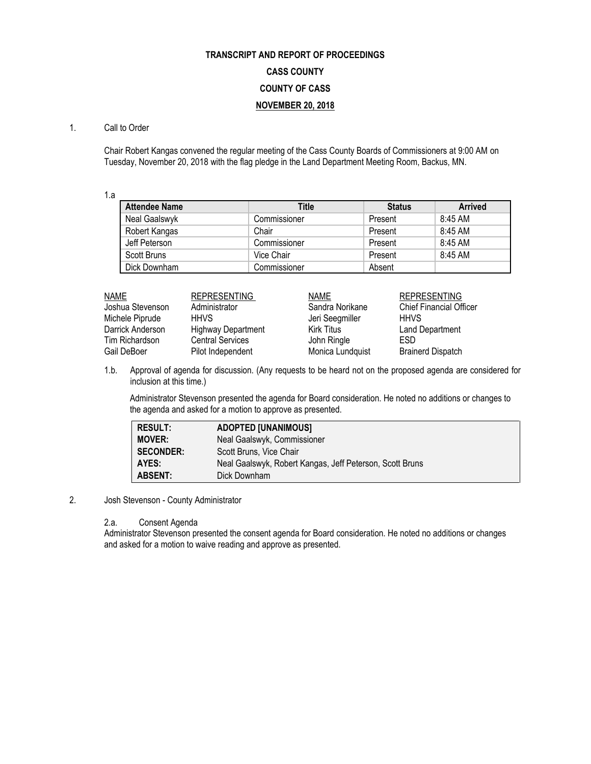# TRANSCRIPT AND REPORT OF PROCEEDINGS

## CASS COUNTY

## COUNTY OF CASS

## NOVEMBER 20, 2018

1. Call to Order

Chair Robert Kangas convened the regular meeting of the Cass County Boards of Commissioners at 9:00 AM on Tuesday, November 20, 2018 with the flag pledge in the Land Department Meeting Room, Backus, MN.

1.a

| Attendee Name | Title | Status | Arrived |
|---|---|---|---|
| Neal Gaalswyk | Commissioner | Present | 8:45 AM |
| Robert Kangas | Chair | Present | 8:45 AM |
| Jeff Peterson | Commissioner | Present | 8:45 AM |
| Scott Bruns | Vice Chair | Present | 8:45 AM |
| Dick Downham | Commissioner | Absent | |

| NAME | REPRESENTING | NAME | REPRESENTING |
|---|---|---|---|
| Joshua Stevenson | Administrator | Sandra Norikane | Chief Financial Officer |
| Michele Piprude | HHVS | Jeri Seegmiller | HHVS |
| Darrick Anderson | Highway Department | Kirk Titus | Land Department |
| Tim Richardson | Central Services | John Ringle | ESD |
| Gail DeBoer | Pilot Independent | Monica Lundquist | Brainerd Dispatch |

1.b. Approval of agenda for discussion. (Any requests to be heard not on the proposed agenda are considered for inclusion at this time.)

Administrator Stevenson presented the agenda for Board consideration. He noted no additions or changes to the agenda and asked for a motion to approve as presented.

| | |
|---|---|
| **RESULT:** | **ADOPTED [UNANIMOUS]** |
| **MOVER:** | Neal Gaalswyk, Commissioner |
| **SECONDER:** | Scott Bruns, Vice Chair |
| **AYES:** | Neal Gaalswyk, Robert Kangas, Jeff Peterson, Scott Bruns |
| **ABSENT:** | Dick Downham |

2. Josh Stevenson - County Administrator

2.a. Consent Agenda

Administrator Stevenson presented the consent agenda for Board consideration. He noted no additions or changes and asked for a motion to waive reading and approve as presented.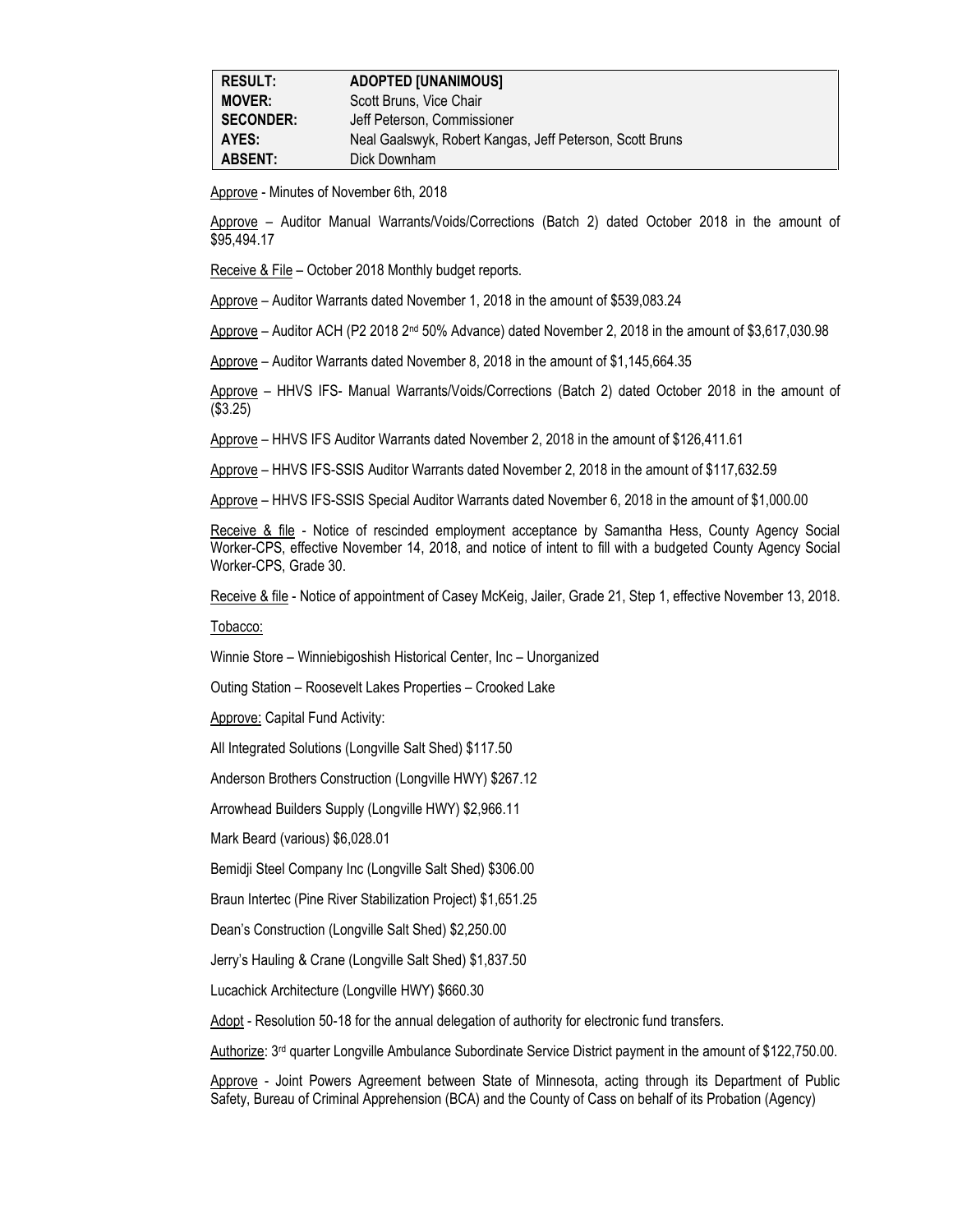| RESULT: | ADOPTED [UNANIMOUS] |
| --- | --- |
| MOVER: | Scott Bruns, Vice Chair |
| SECONDER: | Jeff Peterson, Commissioner |
| AYES: | Neal Gaalswyk, Robert Kangas, Jeff Peterson, Scott Bruns |
| ABSENT: | Dick Downham |

Approve - Minutes of November 6th, 2018

Approve – Auditor Manual Warrants/Voids/Corrections (Batch 2) dated October 2018 in the amount of $95,494.17

Receive & File – October 2018 Monthly budget reports.

Approve – Auditor Warrants dated November 1, 2018 in the amount of $539,083.24

Approve – Auditor ACH (P2 2018 2nd 50% Advance) dated November 2, 2018 in the amount of $3,617,030.98

Approve – Auditor Warrants dated November 8, 2018 in the amount of $1,145,664.35

Approve – HHVS IFS- Manual Warrants/Voids/Corrections (Batch 2) dated October 2018 in the amount of ($3.25)

Approve – HHVS IFS Auditor Warrants dated November 2, 2018 in the amount of $126,411.61

Approve – HHVS IFS-SSIS Auditor Warrants dated November 2, 2018 in the amount of $117,632.59

Approve – HHVS IFS-SSIS Special Auditor Warrants dated November 6, 2018 in the amount of $1,000.00

Receive & file - Notice of rescinded employment acceptance by Samantha Hess, County Agency Social Worker-CPS, effective November 14, 2018, and notice of intent to fill with a budgeted County Agency Social Worker-CPS, Grade 30.

Receive & file - Notice of appointment of Casey McKeig, Jailer, Grade 21, Step 1, effective November 13, 2018.

Tobacco:

Winnie Store – Winniebigoshish Historical Center, Inc – Unorganized

Outing Station – Roosevelt Lakes Properties – Crooked Lake

Approve: Capital Fund Activity:

All Integrated Solutions (Longville Salt Shed) $117.50

Anderson Brothers Construction (Longville HWY) $267.12

Arrowhead Builders Supply (Longville HWY) $2,966.11

Mark Beard (various) $6,028.01

Bemidji Steel Company Inc (Longville Salt Shed) $306.00

Braun Intertec (Pine River Stabilization Project) $1,651.25

Dean's Construction (Longville Salt Shed) $2,250.00

Jerry's Hauling & Crane (Longville Salt Shed) $1,837.50

Lucachick Architecture (Longville HWY) $660.30

Adopt - Resolution 50-18 for the annual delegation of authority for electronic fund transfers.

Authorize: 3rd quarter Longville Ambulance Subordinate Service District payment in the amount of $122,750.00.

Approve - Joint Powers Agreement between State of Minnesota, acting through its Department of Public Safety, Bureau of Criminal Apprehension (BCA) and the County of Cass on behalf of its Probation (Agency)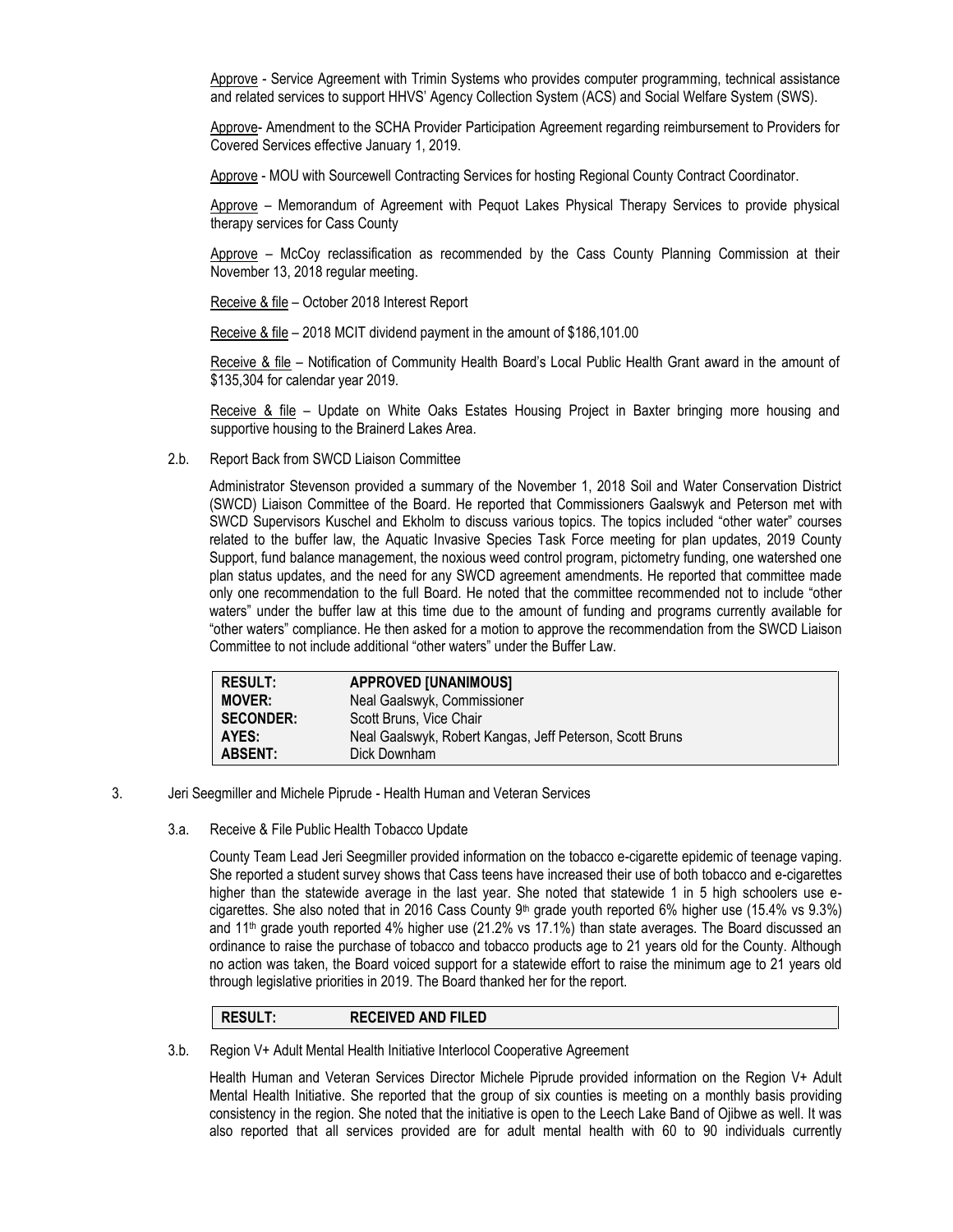Approve - Service Agreement with Trimin Systems who provides computer programming, technical assistance and related services to support HHVS' Agency Collection System (ACS) and Social Welfare System (SWS).

Approve- Amendment to the SCHA Provider Participation Agreement regarding reimbursement to Providers for Covered Services effective January 1, 2019.

Approve - MOU with Sourcewell Contracting Services for hosting Regional County Contract Coordinator.

Approve – Memorandum of Agreement with Pequot Lakes Physical Therapy Services to provide physical therapy services for Cass County

Approve – McCoy reclassification as recommended by the Cass County Planning Commission at their November 13, 2018 regular meeting.

Receive & file – October 2018 Interest Report

Receive & file – 2018 MCIT dividend payment in the amount of $186,101.00

Receive & file – Notification of Community Health Board's Local Public Health Grant award in the amount of $135,304 for calendar year 2019.

Receive & file – Update on White Oaks Estates Housing Project in Baxter bringing more housing and supportive housing to the Brainerd Lakes Area.

2.b. Report Back from SWCD Liaison Committee

Administrator Stevenson provided a summary of the November 1, 2018 Soil and Water Conservation District (SWCD) Liaison Committee of the Board. He reported that Commissioners Gaalswyk and Peterson met with SWCD Supervisors Kuschel and Ekholm to discuss various topics. The topics included "other water" courses related to the buffer law, the Aquatic Invasive Species Task Force meeting for plan updates, 2019 County Support, fund balance management, the noxious weed control program, pictometry funding, one watershed one plan status updates, and the need for any SWCD agreement amendments. He reported that committee made only one recommendation to the full Board. He noted that the committee recommended not to include "other waters" under the buffer law at this time due to the amount of funding and programs currently available for "other waters" compliance. He then asked for a motion to approve the recommendation from the SWCD Liaison Committee to not include additional "other waters" under the Buffer Law.

| **RESULT:** | **APPROVED [UNANIMOUS]** |
|---|---|
| **MOVER:** | Neal Gaalswyk, Commissioner |
| **SECONDER:** | Scott Bruns, Vice Chair |
| **AYES:** | Neal Gaalswyk, Robert Kangas, Jeff Peterson, Scott Bruns |
| **ABSENT:** | Dick Downham |

3. Jeri Seegmiller and Michele Piprude - Health Human and Veteran Services

3.a. Receive & File Public Health Tobacco Update

County Team Lead Jeri Seegmiller provided information on the tobacco e-cigarette epidemic of teenage vaping. She reported a student survey shows that Cass teens have increased their use of both tobacco and e-cigarettes higher than the statewide average in the last year. She noted that statewide 1 in 5 high schoolers use e-cigarettes. She also noted that in 2016 Cass County 9th grade youth reported 6% higher use (15.4% vs 9.3%) and 11th grade youth reported 4% higher use (21.2% vs 17.1%) than state averages. The Board discussed an ordinance to raise the purchase of tobacco and tobacco products age to 21 years old for the County. Although no action was taken, the Board voiced support for a statewide effort to raise the minimum age to 21 years old through legislative priorities in 2019. The Board thanked her for the report.

| **RESULT:** | **RECEIVED AND FILED** |
|---|---|

3.b. Region V+ Adult Mental Health Initiative Interlocol Cooperative Agreement

Health Human and Veteran Services Director Michele Piprude provided information on the Region V+ Adult Mental Health Initiative. She reported that the group of six counties is meeting on a monthly basis providing consistency in the region. She noted that the initiative is open to the Leech Lake Band of Ojibwe as well. It was also reported that all services provided are for adult mental health with 60 to 90 individuals currently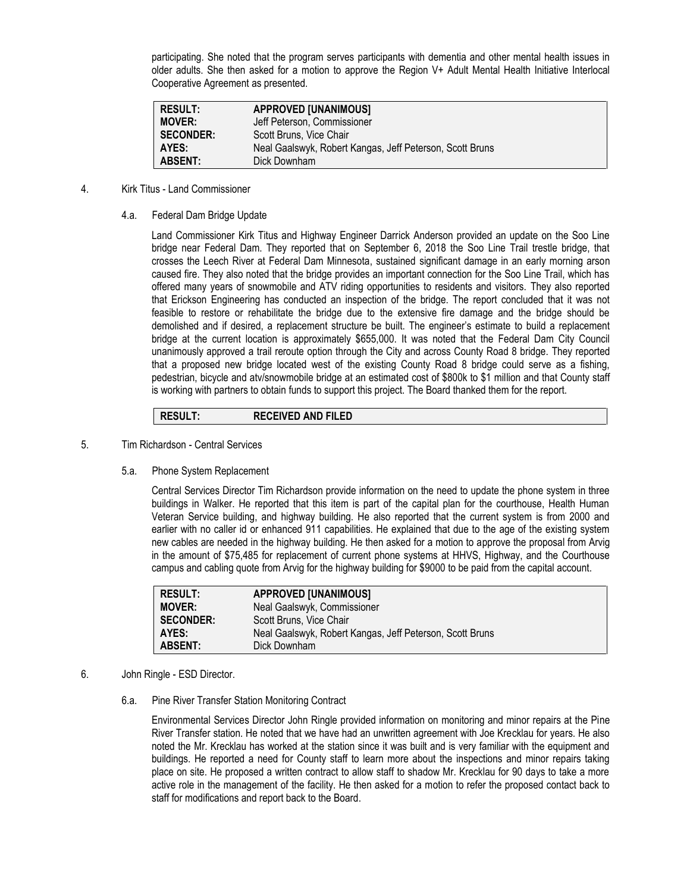participating. She noted that the program serves participants with dementia and other mental health issues in older adults. She then asked for a motion to approve the Region V+ Adult Mental Health Initiative Interlocal Cooperative Agreement as presented.

| | |
|---|---|
| **RESULT:** | **APPROVED [UNANIMOUS]** |
| **MOVER:** | Jeff Peterson, Commissioner |
| **SECONDER:** | Scott Bruns, Vice Chair |
| **AYES:** | Neal Gaalswyk, Robert Kangas, Jeff Peterson, Scott Bruns |
| **ABSENT:** | Dick Downham |

4. Kirk Titus - Land Commissioner

4.a. Federal Dam Bridge Update

Land Commissioner Kirk Titus and Highway Engineer Darrick Anderson provided an update on the Soo Line bridge near Federal Dam. They reported that on September 6, 2018 the Soo Line Trail trestle bridge, that crosses the Leech River at Federal Dam Minnesota, sustained significant damage in an early morning arson caused fire. They also noted that the bridge provides an important connection for the Soo Line Trail, which has offered many years of snowmobile and ATV riding opportunities to residents and visitors. They also reported that Erickson Engineering has conducted an inspection of the bridge. The report concluded that it was not feasible to restore or rehabilitate the bridge due to the extensive fire damage and the bridge should be demolished and if desired, a replacement structure be built. The engineer's estimate to build a replacement bridge at the current location is approximately $655,000. It was noted that the Federal Dam City Council unanimously approved a trail reroute option through the City and across County Road 8 bridge. They reported that a proposed new bridge located west of the existing County Road 8 bridge could serve as a fishing, pedestrian, bicycle and atv/snowmobile bridge at an estimated cost of $800k to $1 million and that County staff is working with partners to obtain funds to support this project. The Board thanked them for the report.

| | |
|---|---|
| **RESULT:** | **RECEIVED AND FILED** |

5. Tim Richardson - Central Services

5.a. Phone System Replacement

Central Services Director Tim Richardson provide information on the need to update the phone system in three buildings in Walker. He reported that this item is part of the capital plan for the courthouse, Health Human Veteran Service building, and highway building. He also reported that the current system is from 2000 and earlier with no caller id or enhanced 911 capabilities. He explained that due to the age of the existing system new cables are needed in the highway building. He then asked for a motion to approve the proposal from Arvig in the amount of $75,485 for replacement of current phone systems at HHVS, Highway, and the Courthouse campus and cabling quote from Arvig for the highway building for $9000 to be paid from the capital account.

| | |
|---|---|
| **RESULT:** | **APPROVED [UNANIMOUS]** |
| **MOVER:** | Neal Gaalswyk, Commissioner |
| **SECONDER:** | Scott Bruns, Vice Chair |
| **AYES:** | Neal Gaalswyk, Robert Kangas, Jeff Peterson, Scott Bruns |
| **ABSENT:** | Dick Downham |

6. John Ringle - ESD Director.

6.a. Pine River Transfer Station Monitoring Contract

Environmental Services Director John Ringle provided information on monitoring and minor repairs at the Pine River Transfer station. He noted that we have had an unwritten agreement with Joe Krecklau for years. He also noted the Mr. Krecklau has worked at the station since it was built and is very familiar with the equipment and buildings. He reported a need for County staff to learn more about the inspections and minor repairs taking place on site. He proposed a written contract to allow staff to shadow Mr. Krecklau for 90 days to take a more active role in the management of the facility. He then asked for a motion to refer the proposed contact back to staff for modifications and report back to the Board.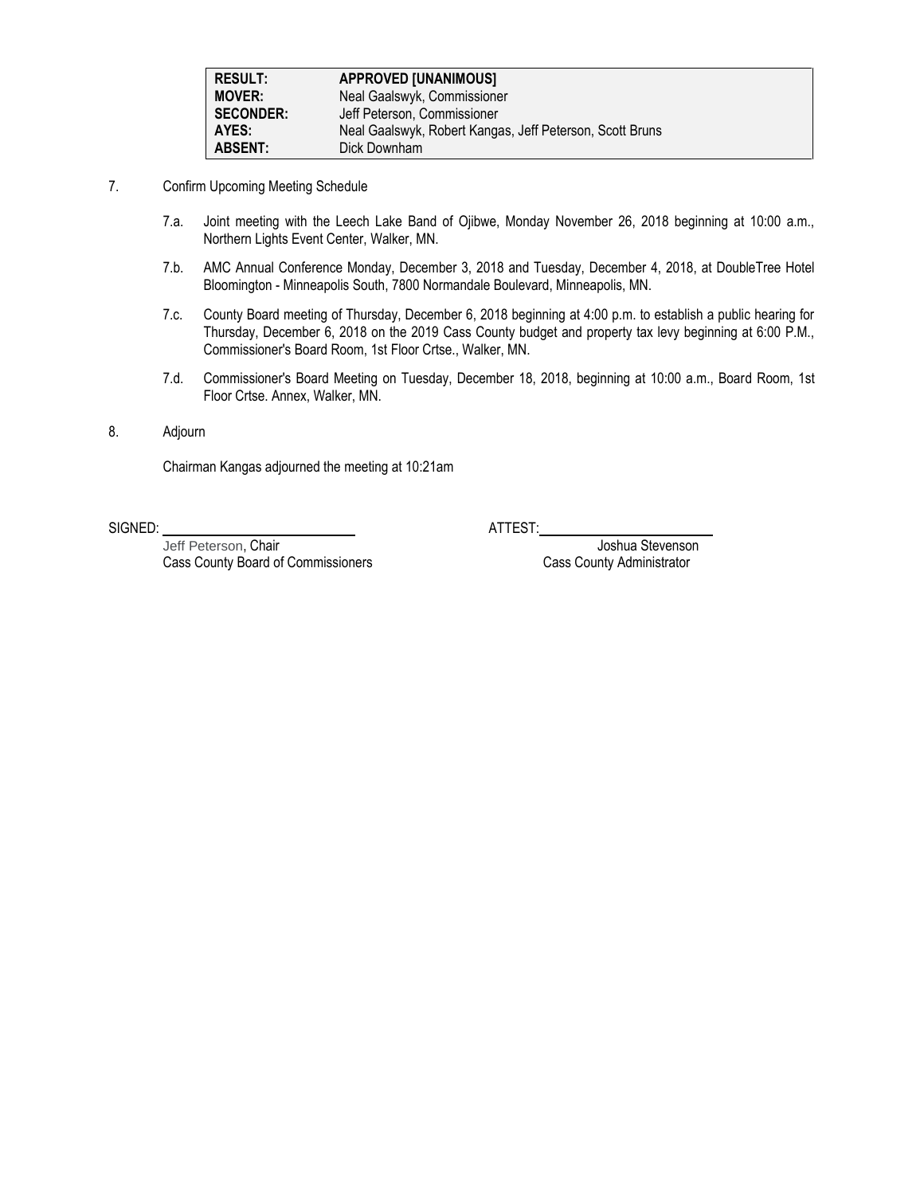| | |
|---|---|
| **RESULT:** | **APPROVED [UNANIMOUS]** |
| **MOVER:** | Neal Gaalswyk, Commissioner |
| **SECONDER:** | Jeff Peterson, Commissioner |
| **AYES:** | Neal Gaalswyk, Robert Kangas, Jeff Peterson, Scott Bruns |
| **ABSENT:** | Dick Downham |

7. Confirm Upcoming Meeting Schedule

   7.a. Joint meeting with the Leech Lake Band of Ojibwe, Monday November 26, 2018 beginning at 10:00 a.m., Northern Lights Event Center, Walker, MN.

   7.b. AMC Annual Conference Monday, December 3, 2018 and Tuesday, December 4, 2018, at DoubleTree Hotel Bloomington - Minneapolis South, 7800 Normandale Boulevard, Minneapolis, MN.

   7.c. County Board meeting of Thursday, December 6, 2018 beginning at 4:00 p.m. to establish a public hearing for Thursday, December 6, 2018 on the 2019 Cass County budget and property tax levy beginning at 6:00 P.M., Commissioner's Board Room, 1st Floor Crtse., Walker, MN.

   7.d. Commissioner's Board Meeting on Tuesday, December 18, 2018, beginning at 10:00 a.m., Board Room, 1st Floor Crtse. Annex, Walker, MN.

8. Adjourn

   Chairman Kangas adjourned the meeting at 10:21am

SIGNED: ____________________________

Jeff Peterson, Chair
Cass County Board of Commissioners

ATTEST: ____________________________

Joshua Stevenson
Cass County Administrator